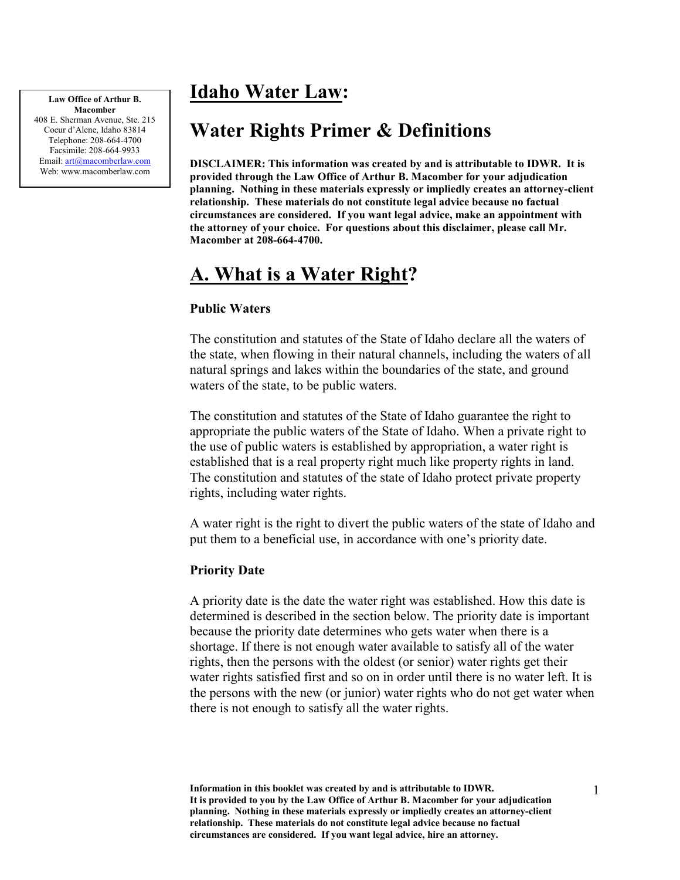**Law Office of Arthur B. Macomber**
408 E. Sherman Avenue, Ste. 215
Coeur d'Alene, Idaho 83814
Telephone: 208-664-4700
Facsimile: 208-664-9933
Email: art@macomberlaw.com
Web: www.macomberlaw.com

# Idaho Water Law:

# Water Rights Primer & Definitions

**DISCLAIMER: This information was created by and is attributable to IDWR. It is provided through the Law Office of Arthur B. Macomber for your adjudication planning. Nothing in these materials expressly or impliedly creates an attorney-client relationship. These materials do not constitute legal advice because no factual circumstances are considered. If you want legal advice, make an appointment with the attorney of your choice. For questions about this disclaimer, please call Mr. Macomber at 208-664-4700.**

## A. What is a Water Right?

### Public Waters

The constitution and statutes of the State of Idaho declare all the waters of the state, when flowing in their natural channels, including the waters of all natural springs and lakes within the boundaries of the state, and ground waters of the state, to be public waters.

The constitution and statutes of the State of Idaho guarantee the right to appropriate the public waters of the State of Idaho. When a private right to the use of public waters is established by appropriation, a water right is established that is a real property right much like property rights in land. The constitution and statutes of the state of Idaho protect private property rights, including water rights.

A water right is the right to divert the public waters of the state of Idaho and put them to a beneficial use, in accordance with one's priority date.

### Priority Date

A priority date is the date the water right was established. How this date is determined is described in the section below. The priority date is important because the priority date determines who gets water when there is a shortage. If there is not enough water available to satisfy all of the water rights, then the persons with the oldest (or senior) water rights get their water rights satisfied first and so on in order until there is no water left. It is the persons with the new (or junior) water rights who do not get water when there is not enough to satisfy all the water rights.

**Information in this booklet was created by and is attributable to IDWR. It is provided to you by the Law Office of Arthur B. Macomber for your adjudication planning. Nothing in these materials expressly or impliedly creates an attorney-client relationship. These materials do not constitute legal advice because no factual circumstances are considered. If you want legal advice, hire an attorney.**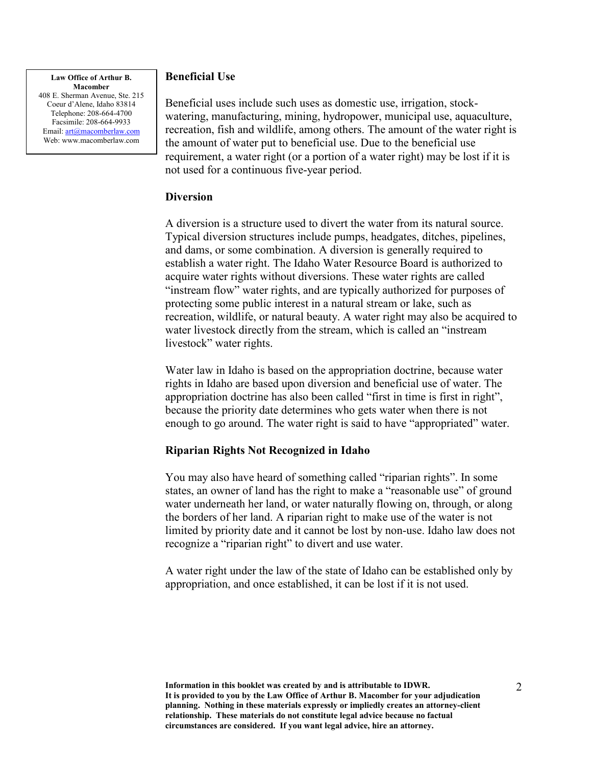**Law Office of Arthur B. Macomber**
408 E. Sherman Avenue, Ste. 215
Coeur d'Alene, Idaho 83814
Telephone: 208-664-4700
Facsimile: 208-664-9933
Email: art@macomberlaw.com
Web: www.macomberlaw.com

### Beneficial Use

Beneficial uses include such uses as domestic use, irrigation, stock-watering, manufacturing, mining, hydropower, municipal use, aquaculture, recreation, fish and wildlife, among others. The amount of the water right is the amount of water put to beneficial use. Due to the beneficial use requirement, a water right (or a portion of a water right) may be lost if it is not used for a continuous five-year period.

### Diversion

A diversion is a structure used to divert the water from its natural source. Typical diversion structures include pumps, headgates, ditches, pipelines, and dams, or some combination. A diversion is generally required to establish a water right. The Idaho Water Resource Board is authorized to acquire water rights without diversions. These water rights are called "instream flow" water rights, and are typically authorized for purposes of protecting some public interest in a natural stream or lake, such as recreation, wildlife, or natural beauty. A water right may also be acquired to water livestock directly from the stream, which is called an "instream livestock" water rights.

Water law in Idaho is based on the appropriation doctrine, because water rights in Idaho are based upon diversion and beneficial use of water. The appropriation doctrine has also been called "first in time is first in right", because the priority date determines who gets water when there is not enough to go around. The water right is said to have "appropriated" water.

### Riparian Rights Not Recognized in Idaho

You may also have heard of something called "riparian rights". In some states, an owner of land has the right to make a "reasonable use" of ground water underneath her land, or water naturally flowing on, through, or along the borders of her land. A riparian right to make use of the water is not limited by priority date and it cannot be lost by non-use. Idaho law does not recognize a "riparian right" to divert and use water.

A water right under the law of the state of Idaho can be established only by appropriation, and once established, it can be lost if it is not used.

**Information in this booklet was created by and is attributable to IDWR. It is provided to you by the Law Office of Arthur B. Macomber for your adjudication planning. Nothing in these materials expressly or impliedly creates an attorney-client relationship. These materials do not constitute legal advice because no factual circumstances are considered. If you want legal advice, hire an attorney.**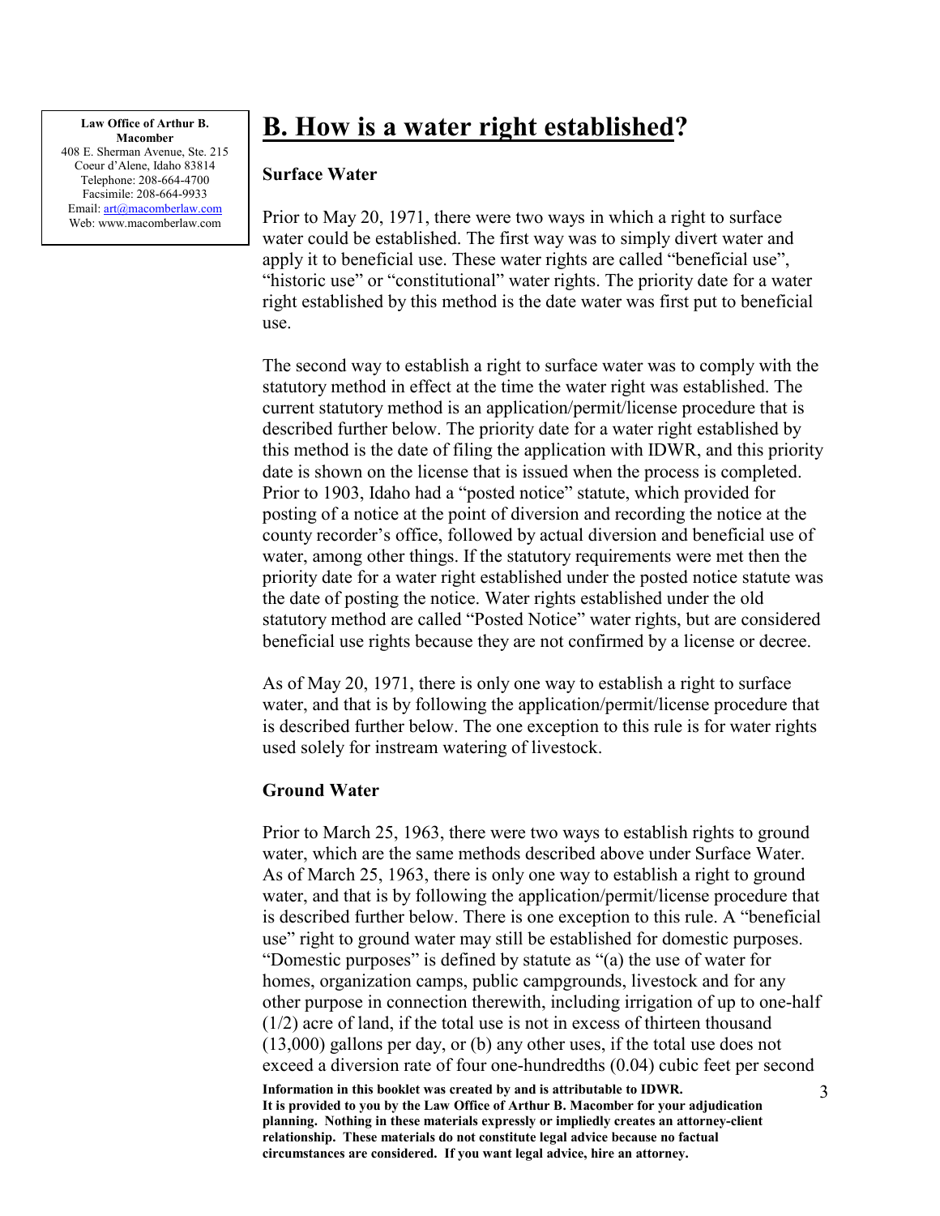**Law Office of Arthur B. Macomber**
408 E. Sherman Avenue, Ste. 215
Coeur d'Alene, Idaho 83814
Telephone: 208-664-4700
Facsimile: 208-664-9933
Email: art@macomberlaw.com
Web: www.macomberlaw.com

## B. How is a water right established?

### Surface Water

Prior to May 20, 1971, there were two ways in which a right to surface water could be established. The first way was to simply divert water and apply it to beneficial use. These water rights are called "beneficial use", "historic use" or "constitutional" water rights. The priority date for a water right established by this method is the date water was first put to beneficial use.

The second way to establish a right to surface water was to comply with the statutory method in effect at the time the water right was established. The current statutory method is an application/permit/license procedure that is described further below. The priority date for a water right established by this method is the date of filing the application with IDWR, and this priority date is shown on the license that is issued when the process is completed. Prior to 1903, Idaho had a "posted notice" statute, which provided for posting of a notice at the point of diversion and recording the notice at the county recorder's office, followed by actual diversion and beneficial use of water, among other things. If the statutory requirements were met then the priority date for a water right established under the posted notice statute was the date of posting the notice. Water rights established under the old statutory method are called "Posted Notice" water rights, but are considered beneficial use rights because they are not confirmed by a license or decree.

As of May 20, 1971, there is only one way to establish a right to surface water, and that is by following the application/permit/license procedure that is described further below. The one exception to this rule is for water rights used solely for instream watering of livestock.

### Ground Water

Prior to March 25, 1963, there were two ways to establish rights to ground water, which are the same methods described above under Surface Water. As of March 25, 1963, there is only one way to establish a right to ground water, and that is by following the application/permit/license procedure that is described further below. There is one exception to this rule. A "beneficial use" right to ground water may still be established for domestic purposes. "Domestic purposes" is defined by statute as "(a) the use of water for homes, organization camps, public campgrounds, livestock and for any other purpose in connection therewith, including irrigation of up to one-half (1/2) acre of land, if the total use is not in excess of thirteen thousand (13,000) gallons per day, or (b) any other uses, if the total use does not exceed a diversion rate of four one-hundredths (0.04) cubic feet per second

**Information in this booklet was created by and is attributable to IDWR. It is provided to you by the Law Office of Arthur B. Macomber for your adjudication planning. Nothing in these materials expressly or impliedly creates an attorney-client relationship. These materials do not constitute legal advice because no factual circumstances are considered. If you want legal advice, hire an attorney.**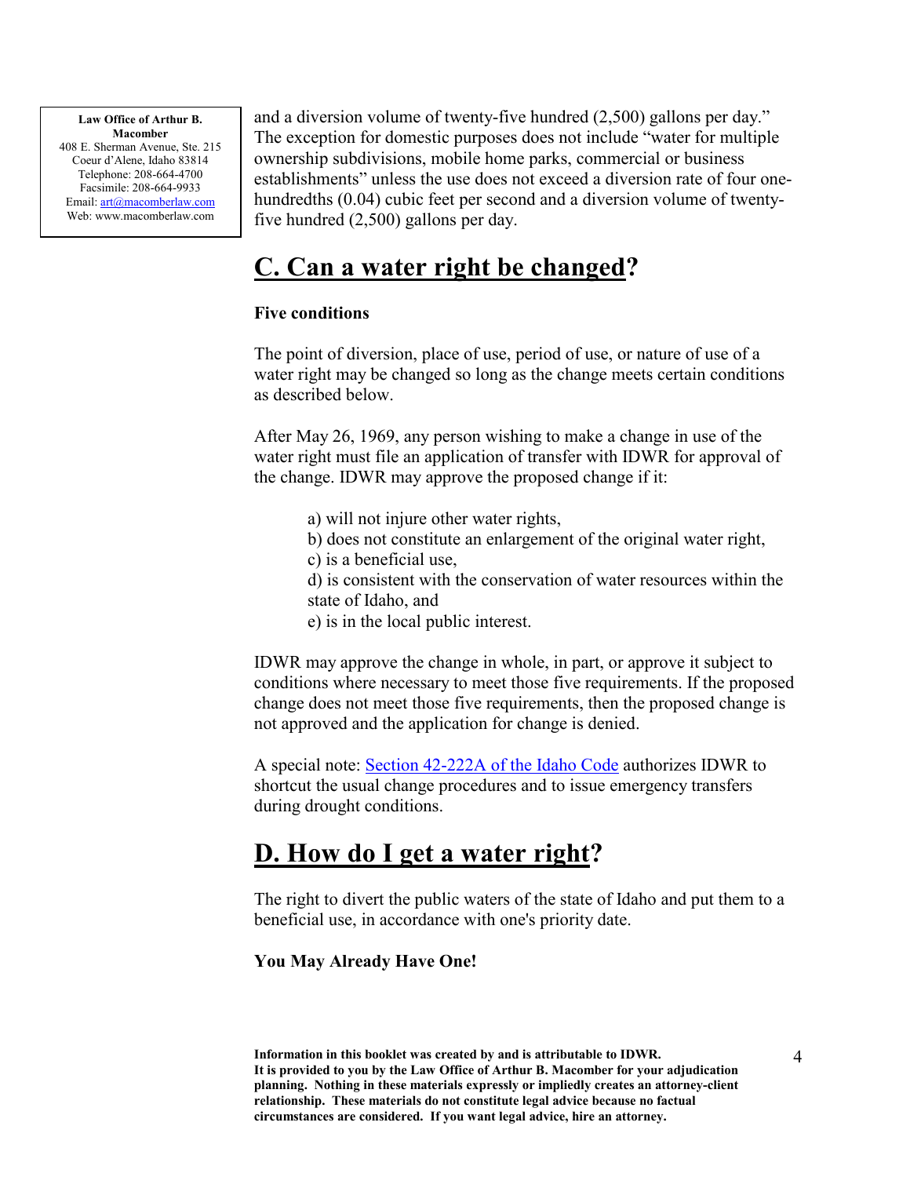and a diversion volume of twenty-five hundred (2,500) gallons per day." The exception for domestic purposes does not include "water for multiple ownership subdivisions, mobile home parks, commercial or business establishments" unless the use does not exceed a diversion rate of four one-hundredths (0.04) cubic feet per second and a diversion volume of twenty-five hundred (2,500) gallons per day.

## C. Can a water right be changed?

**Five conditions**

The point of diversion, place of use, period of use, or nature of use of a water right may be changed so long as the change meets certain conditions as described below.

After May 26, 1969, any person wishing to make a change in use of the water right must file an application of transfer with IDWR for approval of the change. IDWR may approve the proposed change if it:

a) will not injure other water rights,
b) does not constitute an enlargement of the original water right,
c) is a beneficial use,
d) is consistent with the conservation of water resources within the state of Idaho, and
e) is in the local public interest.

IDWR may approve the change in whole, in part, or approve it subject to conditions where necessary to meet those five requirements. If the proposed change does not meet those five requirements, then the proposed change is not approved and the application for change is denied.

A special note: Section 42-222A of the Idaho Code authorizes IDWR to shortcut the usual change procedures and to issue emergency transfers during drought conditions.

## D. How do I get a water right?

The right to divert the public waters of the state of Idaho and put them to a beneficial use, in accordance with one's priority date.

**You May Already Have One!**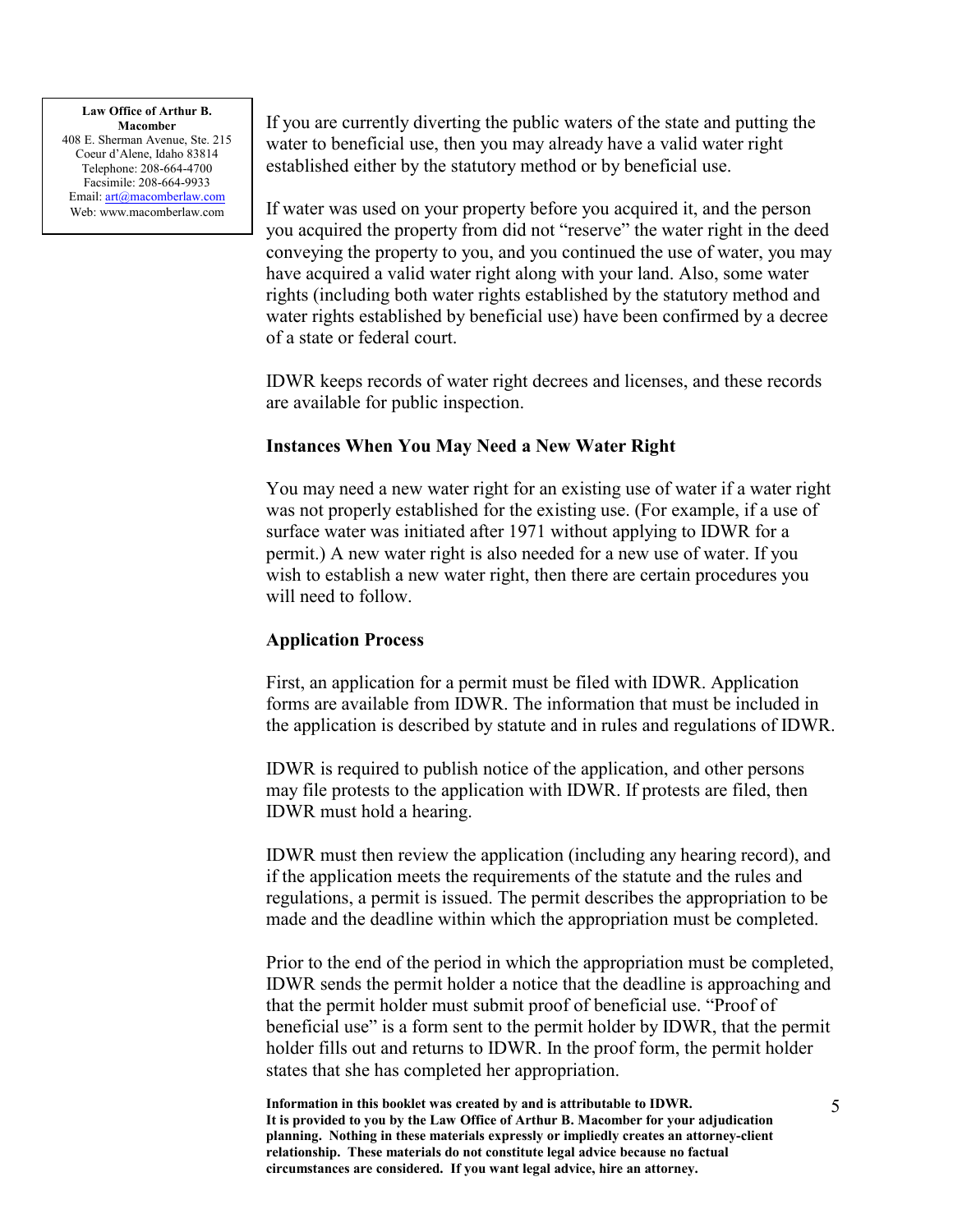**Law Office of Arthur B. Macomber**
408 E. Sherman Avenue, Ste. 215
Coeur d'Alene, Idaho 83814
Telephone: 208-664-4700
Facsimile: 208-664-9933
Email: art@macomberlaw.com
Web: www.macomberlaw.com

If you are currently diverting the public waters of the state and putting the water to beneficial use, then you may already have a valid water right established either by the statutory method or by beneficial use.

If water was used on your property before you acquired it, and the person you acquired the property from did not "reserve" the water right in the deed conveying the property to you, and you continued the use of water, you may have acquired a valid water right along with your land. Also, some water rights (including both water rights established by the statutory method and water rights established by beneficial use) have been confirmed by a decree of a state or federal court.

IDWR keeps records of water right decrees and licenses, and these records are available for public inspection.

### Instances When You May Need a New Water Right

You may need a new water right for an existing use of water if a water right was not properly established for the existing use. (For example, if a use of surface water was initiated after 1971 without applying to IDWR for a permit.) A new water right is also needed for a new use of water. If you wish to establish a new water right, then there are certain procedures you will need to follow.

### Application Process

First, an application for a permit must be filed with IDWR. Application forms are available from IDWR. The information that must be included in the application is described by statute and in rules and regulations of IDWR.

IDWR is required to publish notice of the application, and other persons may file protests to the application with IDWR. If protests are filed, then IDWR must hold a hearing.

IDWR must then review the application (including any hearing record), and if the application meets the requirements of the statute and the rules and regulations, a permit is issued. The permit describes the appropriation to be made and the deadline within which the appropriation must be completed.

Prior to the end of the period in which the appropriation must be completed, IDWR sends the permit holder a notice that the deadline is approaching and that the permit holder must submit proof of beneficial use. "Proof of beneficial use" is a form sent to the permit holder by IDWR, that the permit holder fills out and returns to IDWR. In the proof form, the permit holder states that she has completed her appropriation.

**Information in this booklet was created by and is attributable to IDWR. It is provided to you by the Law Office of Arthur B. Macomber for your adjudication planning. Nothing in these materials expressly or impliedly creates an attorney-client relationship. These materials do not constitute legal advice because no factual circumstances are considered. If you want legal advice, hire an attorney.**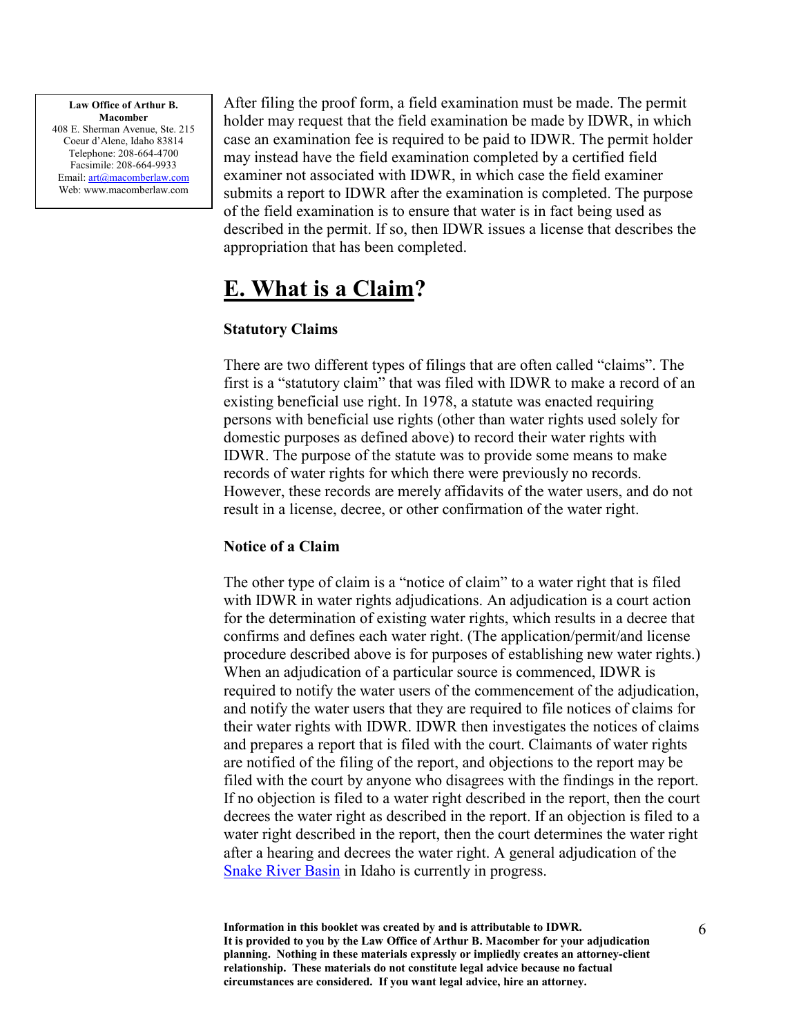After filing the proof form, a field examination must be made. The permit holder may request that the field examination be made by IDWR, in which case an examination fee is required to be paid to IDWR. The permit holder may instead have the field examination completed by a certified field examiner not associated with IDWR, in which case the field examiner submits a report to IDWR after the examination is completed. The purpose of the field examination is to ensure that water is in fact being used as described in the permit. If so, then IDWR issues a license that describes the appropriation that has been completed.

## E. What is a Claim?

### Statutory Claims

There are two different types of filings that are often called "claims". The first is a "statutory claim" that was filed with IDWR to make a record of an existing beneficial use right. In 1978, a statute was enacted requiring persons with beneficial use rights (other than water rights used solely for domestic purposes as defined above) to record their water rights with IDWR. The purpose of the statute was to provide some means to make records of water rights for which there were previously no records. However, these records are merely affidavits of the water users, and do not result in a license, decree, or other confirmation of the water right.

### Notice of a Claim

The other type of claim is a "notice of claim" to a water right that is filed with IDWR in water rights adjudications. An adjudication is a court action for the determination of existing water rights, which results in a decree that confirms and defines each water right. (The application/permit/and license procedure described above is for purposes of establishing new water rights.) When an adjudication of a particular source is commenced, IDWR is required to notify the water users of the commencement of the adjudication, and notify the water users that they are required to file notices of claims for their water rights with IDWR. IDWR then investigates the notices of claims and prepares a report that is filed with the court. Claimants of water rights are notified of the filing of the report, and objections to the report may be filed with the court by anyone who disagrees with the findings in the report. If no objection is filed to a water right described in the report, then the court decrees the water right as described in the report. If an objection is filed to a water right described in the report, then the court determines the water right after a hearing and decrees the water right. A general adjudication of the Snake River Basin in Idaho is currently in progress.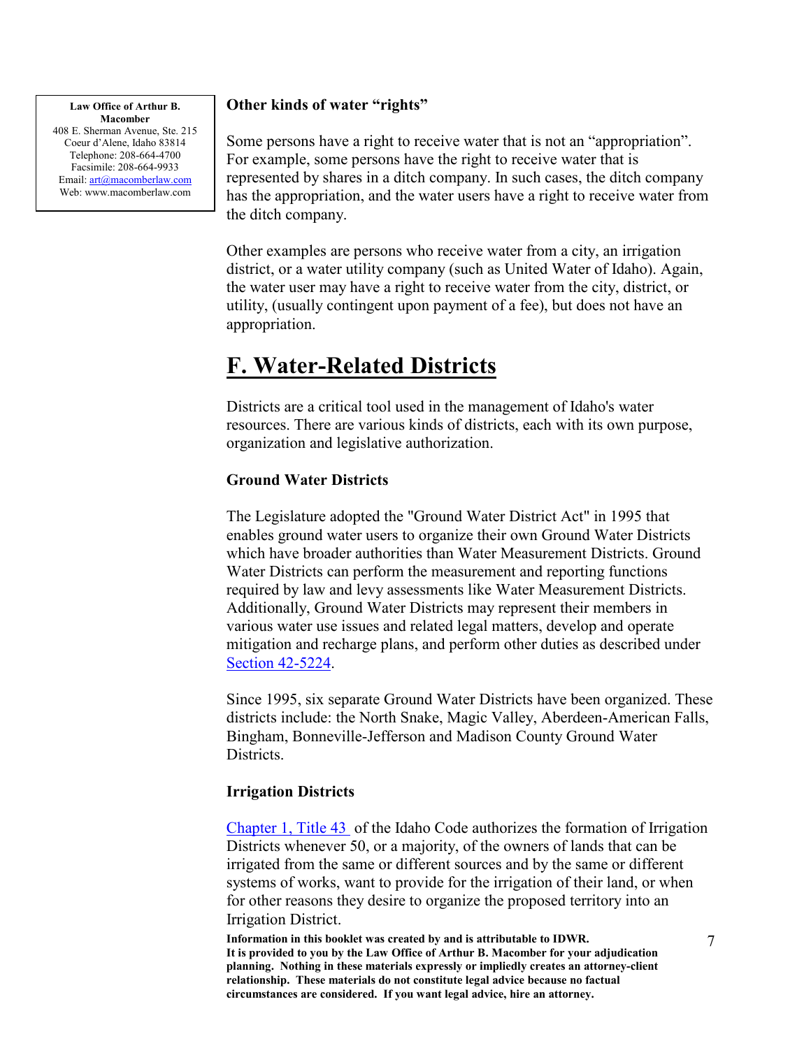**Law Office of Arthur B. Macomber**
408 E. Sherman Avenue, Ste. 215
Coeur d'Alene, Idaho 83814
Telephone: 208-664-4700
Facsimile: 208-664-9933
Email: art@macomberlaw.com
Web: www.macomberlaw.com

**Other kinds of water "rights"**

Some persons have a right to receive water that is not an "appropriation". For example, some persons have the right to receive water that is represented by shares in a ditch company. In such cases, the ditch company has the appropriation, and the water users have a right to receive water from the ditch company.

Other examples are persons who receive water from a city, an irrigation district, or a water utility company (such as United Water of Idaho). Again, the water user may have a right to receive water from the city, district, or utility, (usually contingent upon payment of a fee), but does not have an appropriation.

# F. Water-Related Districts

Districts are a critical tool used in the management of Idaho's water resources. There are various kinds of districts, each with its own purpose, organization and legislative authorization.

**Ground Water Districts**

The Legislature adopted the "Ground Water District Act" in 1995 that enables ground water users to organize their own Ground Water Districts which have broader authorities than Water Measurement Districts. Ground Water Districts can perform the measurement and reporting functions required by law and levy assessments like Water Measurement Districts. Additionally, Ground Water Districts may represent their members in various water use issues and related legal matters, develop and operate mitigation and recharge plans, and perform other duties as described under Section 42-5224.

Since 1995, six separate Ground Water Districts have been organized. These districts include: the North Snake, Magic Valley, Aberdeen-American Falls, Bingham, Bonneville-Jefferson and Madison County Ground Water Districts.

**Irrigation Districts**

Chapter 1, Title 43 of the Idaho Code authorizes the formation of Irrigation Districts whenever 50, or a majority, of the owners of lands that can be irrigated from the same or different sources and by the same or different systems of works, want to provide for the irrigation of their land, or when for other reasons they desire to organize the proposed territory into an Irrigation District.

**Information in this booklet was created by and is attributable to IDWR. It is provided to you by the Law Office of Arthur B. Macomber for your adjudication planning. Nothing in these materials expressly or impliedly creates an attorney-client relationship. These materials do not constitute legal advice because no factual circumstances are considered. If you want legal advice, hire an attorney.**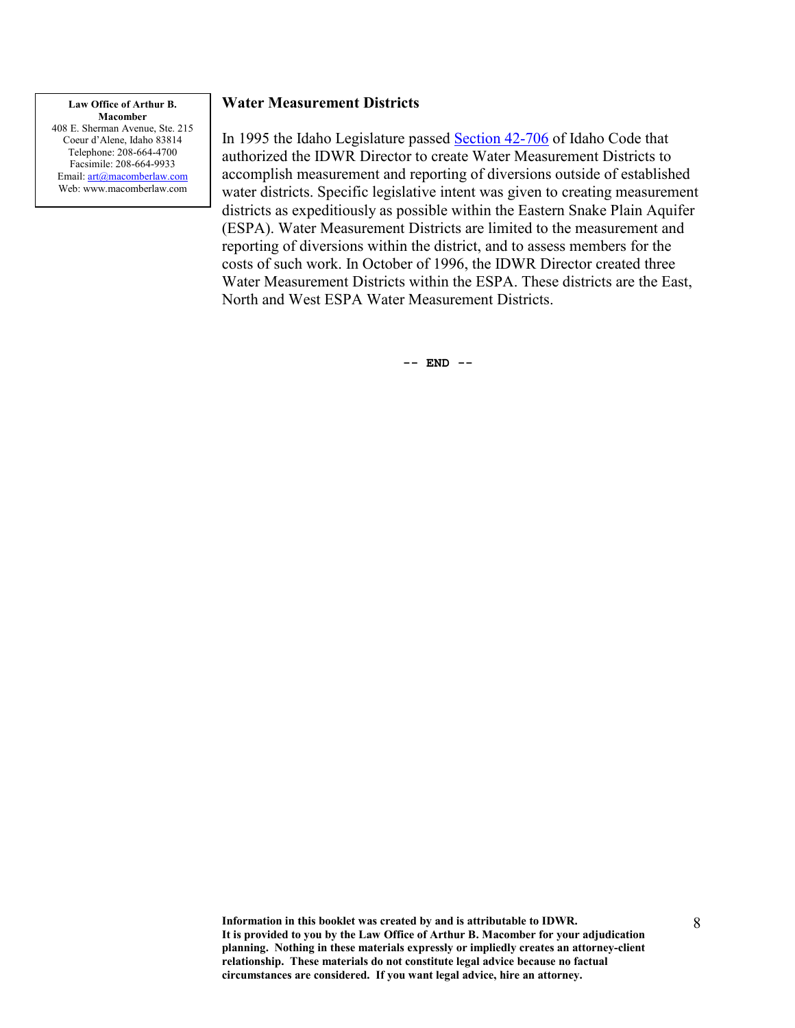**Law Office of Arthur B. Macomber**
408 E. Sherman Avenue, Ste. 215
Coeur d'Alene, Idaho 83814
Telephone: 208-664-4700
Facsimile: 208-664-9933
Email: art@macomberlaw.com
Web: www.macomberlaw.com

## Water Measurement Districts

In 1995 the Idaho Legislature passed Section 42-706 of Idaho Code that authorized the IDWR Director to create Water Measurement Districts to accomplish measurement and reporting of diversions outside of established water districts. Specific legislative intent was given to creating measurement districts as expeditiously as possible within the Eastern Snake Plain Aquifer (ESPA). Water Measurement Districts are limited to the measurement and reporting of diversions within the district, and to assess members for the costs of such work. In October of 1996, the IDWR Director created three Water Measurement Districts within the ESPA. These districts are the East, North and West ESPA Water Measurement Districts.

**-- END --**

**Information in this booklet was created by and is attributable to IDWR. It is provided to you by the Law Office of Arthur B. Macomber for your adjudication planning. Nothing in these materials expressly or impliedly creates an attorney-client relationship. These materials do not constitute legal advice because no factual circumstances are considered. If you want legal advice, hire an attorney.**